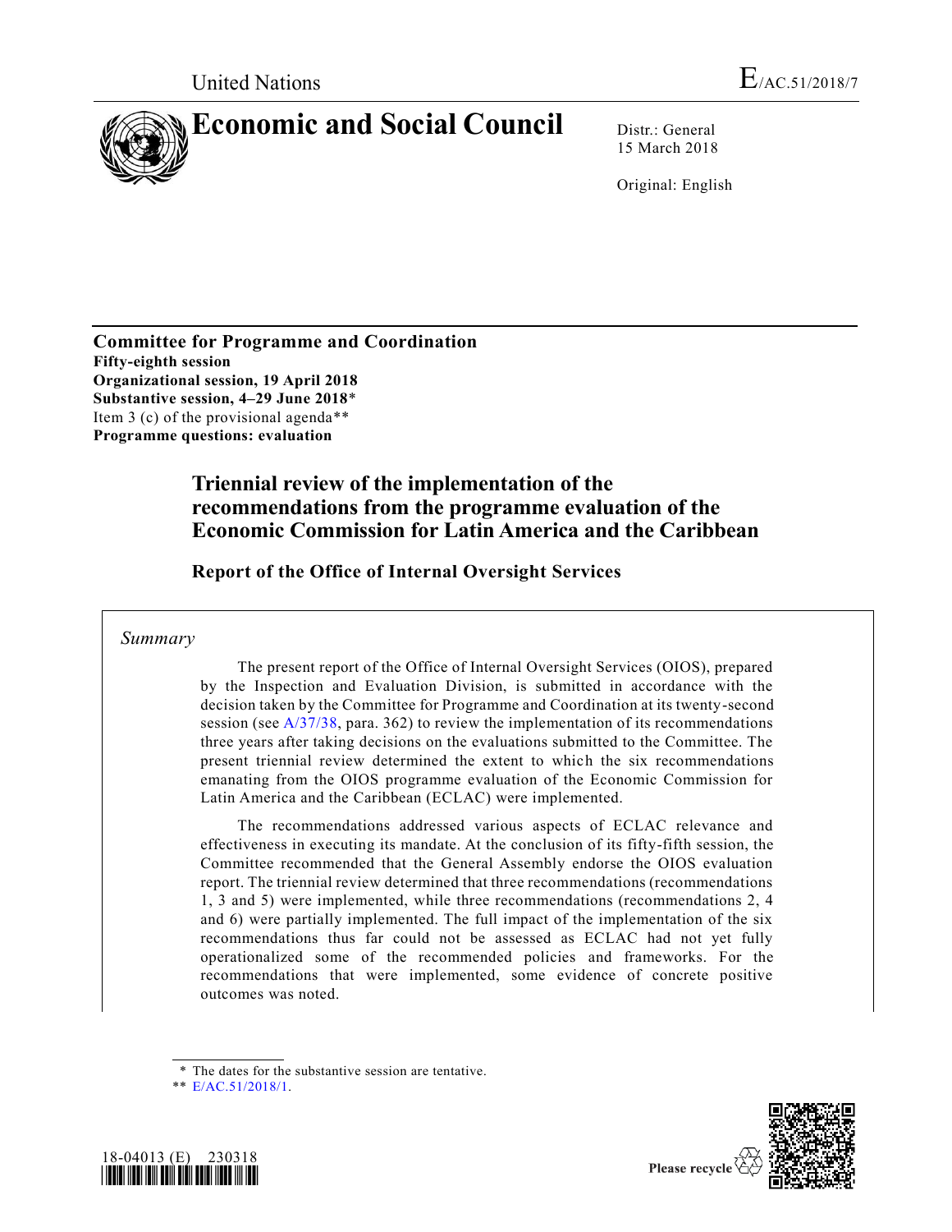United Nations

E/AC.51/2018/7

# Economic and Social Council

Distr.: General
15 March 2018

Original: English

**Committee for Programme and Coordination**
**Fifty-eighth session**
**Organizational session, 19 April 2018**
**Substantive session, 4–29 June 2018***
Item 3 (c) of the provisional agenda**
**Programme questions: evaluation**

## Triennial review of the implementation of the recommendations from the programme evaluation of the Economic Commission for Latin America and the Caribbean

### Report of the Office of Internal Oversight Services

*Summary*

The present report of the Office of Internal Oversight Services (OIOS), prepared by the Inspection and Evaluation Division, is submitted in accordance with the decision taken by the Committee for Programme and Coordination at its twenty-second session (see A/37/38, para. 362) to review the implementation of its recommendations three years after taking decisions on the evaluations submitted to the Committee. The present triennial review determined the extent to which the six recommendations emanating from the OIOS programme evaluation of the Economic Commission for Latin America and the Caribbean (ECLAC) were implemented.

The recommendations addressed various aspects of ECLAC relevance and effectiveness in executing its mandate. At the conclusion of its fifty-fifth session, the Committee recommended that the General Assembly endorse the OIOS evaluation report. The triennial review determined that three recommendations (recommendations 1, 3 and 5) were implemented, while three recommendations (recommendations 2, 4 and 6) were partially implemented. The full impact of the implementation of the six recommendations thus far could not be assessed as ECLAC had not yet fully operationalized some of the recommended policies and frameworks. For the recommendations that were implemented, some evidence of concrete positive outcomes was noted.

\* The dates for the substantive session are tentative.

\*\* E/AC.51/2018/1.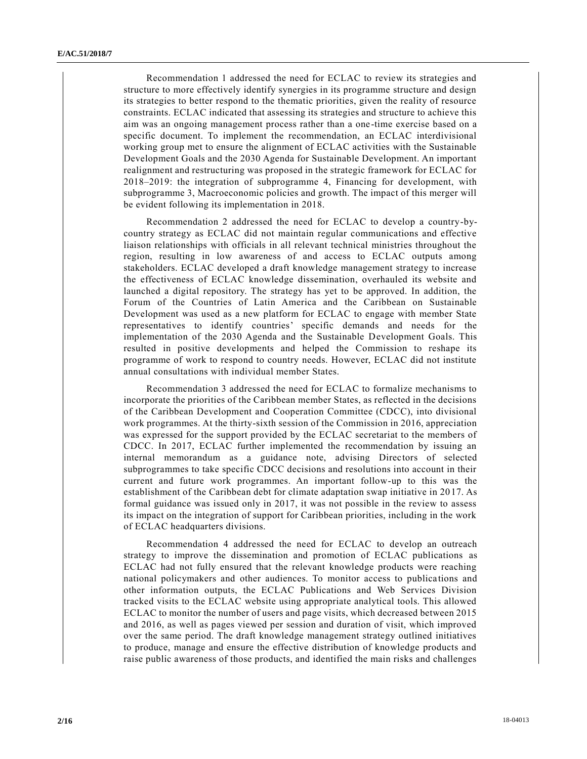Recommendation 1 addressed the need for ECLAC to review its strategies and structure to more effectively identify synergies in its programme structure and design its strategies to better respond to the thematic priorities, given the reality of resource constraints. ECLAC indicated that assessing its strategies and structure to achieve this aim was an ongoing management process rather than a one-time exercise based on a specific document. To implement the recommendation, an ECLAC interdivisional working group met to ensure the alignment of ECLAC activities with the Sustainable Development Goals and the 2030 Agenda for Sustainable Development. An important realignment and restructuring was proposed in the strategic framework for ECLAC for 2018–2019: the integration of subprogramme 4, Financing for development, with subprogramme 3, Macroeconomic policies and growth. The impact of this merger will be evident following its implementation in 2018.

Recommendation 2 addressed the need for ECLAC to develop a country-by-country strategy as ECLAC did not maintain regular communications and effective liaison relationships with officials in all relevant technical ministries throughout the region, resulting in low awareness of and access to ECLAC outputs among stakeholders. ECLAC developed a draft knowledge management strategy to increase the effectiveness of ECLAC knowledge dissemination, overhauled its website and launched a digital repository. The strategy has yet to be approved. In addition, the Forum of the Countries of Latin America and the Caribbean on Sustainable Development was used as a new platform for ECLAC to engage with member State representatives to identify countries' specific demands and needs for the implementation of the 2030 Agenda and the Sustainable Development Goals. This resulted in positive developments and helped the Commission to reshape its programme of work to respond to country needs. However, ECLAC did not institute annual consultations with individual member States.

Recommendation 3 addressed the need for ECLAC to formalize mechanisms to incorporate the priorities of the Caribbean member States, as reflected in the decisions of the Caribbean Development and Cooperation Committee (CDCC), into divisional work programmes. At the thirty-sixth session of the Commission in 2016, appreciation was expressed for the support provided by the ECLAC secretariat to the members of CDCC. In 2017, ECLAC further implemented the recommendation by issuing an internal memorandum as a guidance note, advising Directors of selected subprogrammes to take specific CDCC decisions and resolutions into account in their current and future work programmes. An important follow-up to this was the establishment of the Caribbean debt for climate adaptation swap initiative in 2017. As formal guidance was issued only in 2017, it was not possible in the review to assess its impact on the integration of support for Caribbean priorities, including in the work of ECLAC headquarters divisions.

Recommendation 4 addressed the need for ECLAC to develop an outreach strategy to improve the dissemination and promotion of ECLAC publications as ECLAC had not fully ensured that the relevant knowledge products were reaching national policymakers and other audiences. To monitor access to publications and other information outputs, the ECLAC Publications and Web Services Division tracked visits to the ECLAC website using appropriate analytical tools. This allowed ECLAC to monitor the number of users and page visits, which decreased between 2015 and 2016, as well as pages viewed per session and duration of visit, which improved over the same period. The draft knowledge management strategy outlined initiatives to produce, manage and ensure the effective distribution of knowledge products and raise public awareness of those products, and identified the main risks and challenges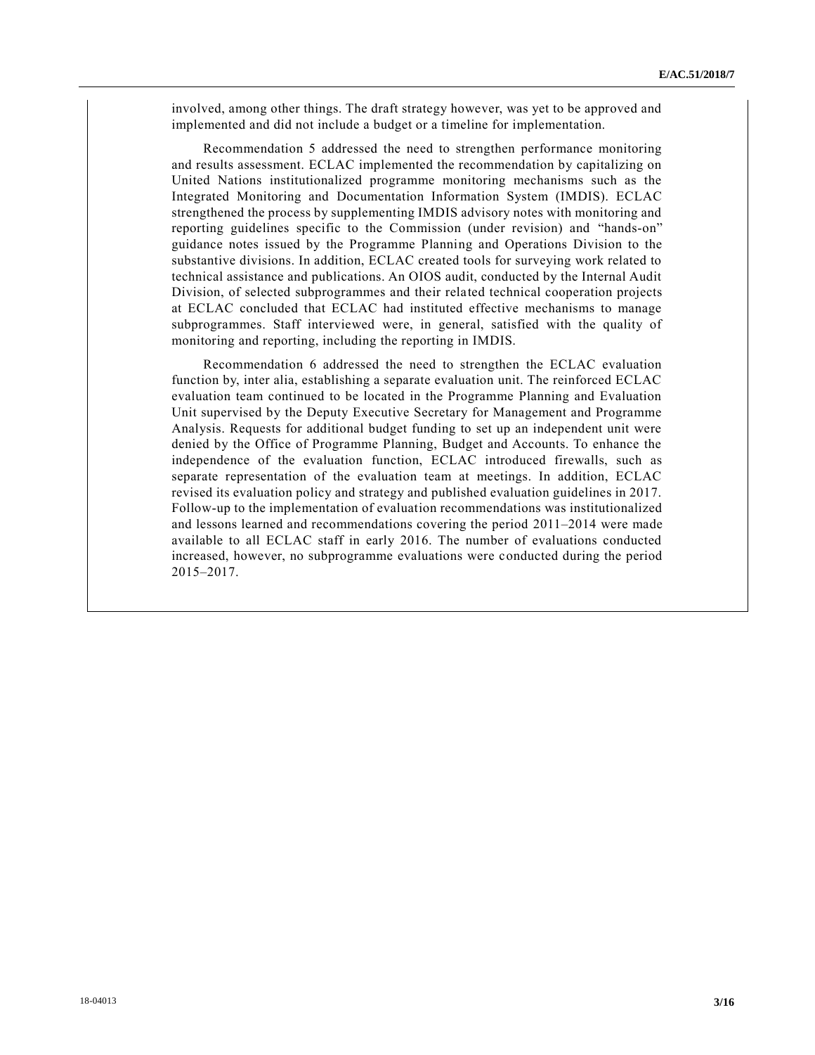involved, among other things. The draft strategy however, was yet to be approved and implemented and did not include a budget or a timeline for implementation.

Recommendation 5 addressed the need to strengthen performance monitoring and results assessment. ECLAC implemented the recommendation by capitalizing on United Nations institutionalized programme monitoring mechanisms such as the Integrated Monitoring and Documentation Information System (IMDIS). ECLAC strengthened the process by supplementing IMDIS advisory notes with monitoring and reporting guidelines specific to the Commission (under revision) and "hands-on" guidance notes issued by the Programme Planning and Operations Division to the substantive divisions. In addition, ECLAC created tools for surveying work related to technical assistance and publications. An OIOS audit, conducted by the Internal Audit Division, of selected subprogrammes and their related technical cooperation projects at ECLAC concluded that ECLAC had instituted effective mechanisms to manage subprogrammes. Staff interviewed were, in general, satisfied with the quality of monitoring and reporting, including the reporting in IMDIS.

Recommendation 6 addressed the need to strengthen the ECLAC evaluation function by, inter alia, establishing a separate evaluation unit. The reinforced ECLAC evaluation team continued to be located in the Programme Planning and Evaluation Unit supervised by the Deputy Executive Secretary for Management and Programme Analysis. Requests for additional budget funding to set up an independent unit were denied by the Office of Programme Planning, Budget and Accounts. To enhance the independence of the evaluation function, ECLAC introduced firewalls, such as separate representation of the evaluation team at meetings. In addition, ECLAC revised its evaluation policy and strategy and published evaluation guidelines in 2017. Follow-up to the implementation of evaluation recommendations was institutionalized and lessons learned and recommendations covering the period 2011–2014 were made available to all ECLAC staff in early 2016. The number of evaluations conducted increased, however, no subprogramme evaluations were conducted during the period 2015–2017.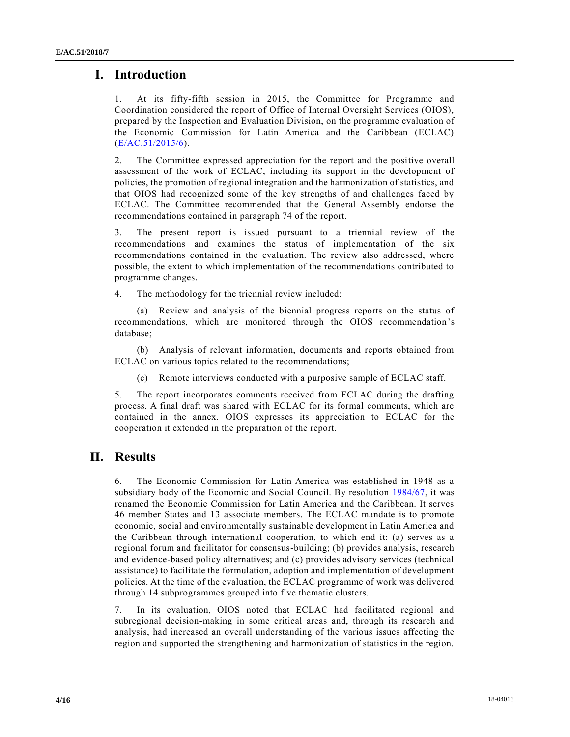# I. Introduction

1. At its fifty-fifth session in 2015, the Committee for Programme and Coordination considered the report of Office of Internal Oversight Services (OIOS), prepared by the Inspection and Evaluation Division, on the programme evaluation of the Economic Commission for Latin America and the Caribbean (ECLAC) (E/AC.51/2015/6).

2. The Committee expressed appreciation for the report and the positive overall assessment of the work of ECLAC, including its support in the development of policies, the promotion of regional integration and the harmonization of statistics, and that OIOS had recognized some of the key strengths of and challenges faced by ECLAC. The Committee recommended that the General Assembly endorse the recommendations contained in paragraph 74 of the report.

3. The present report is issued pursuant to a triennial review of the recommendations and examines the status of implementation of the six recommendations contained in the evaluation. The review also addressed, where possible, the extent to which implementation of the recommendations contributed to programme changes.

4. The methodology for the triennial review included:

(a) Review and analysis of the biennial progress reports on the status of recommendations, which are monitored through the OIOS recommendation's database;

(b) Analysis of relevant information, documents and reports obtained from ECLAC on various topics related to the recommendations;

(c) Remote interviews conducted with a purposive sample of ECLAC staff.

5. The report incorporates comments received from ECLAC during the drafting process. A final draft was shared with ECLAC for its formal comments, which are contained in the annex. OIOS expresses its appreciation to ECLAC for the cooperation it extended in the preparation of the report.

# II. Results

6. The Economic Commission for Latin America was established in 1948 as a subsidiary body of the Economic and Social Council. By resolution 1984/67, it was renamed the Economic Commission for Latin America and the Caribbean. It serves 46 member States and 13 associate members. The ECLAC mandate is to promote economic, social and environmentally sustainable development in Latin America and the Caribbean through international cooperation, to which end it: (a) serves as a regional forum and facilitator for consensus-building; (b) provides analysis, research and evidence-based policy alternatives; and (c) provides advisory services (technical assistance) to facilitate the formulation, adoption and implementation of development policies. At the time of the evaluation, the ECLAC programme of work was delivered through 14 subprogrammes grouped into five thematic clusters.

7. In its evaluation, OIOS noted that ECLAC had facilitated regional and subregional decision-making in some critical areas and, through its research and analysis, had increased an overall understanding of the various issues affecting the region and supported the strengthening and harmonization of statistics in the region.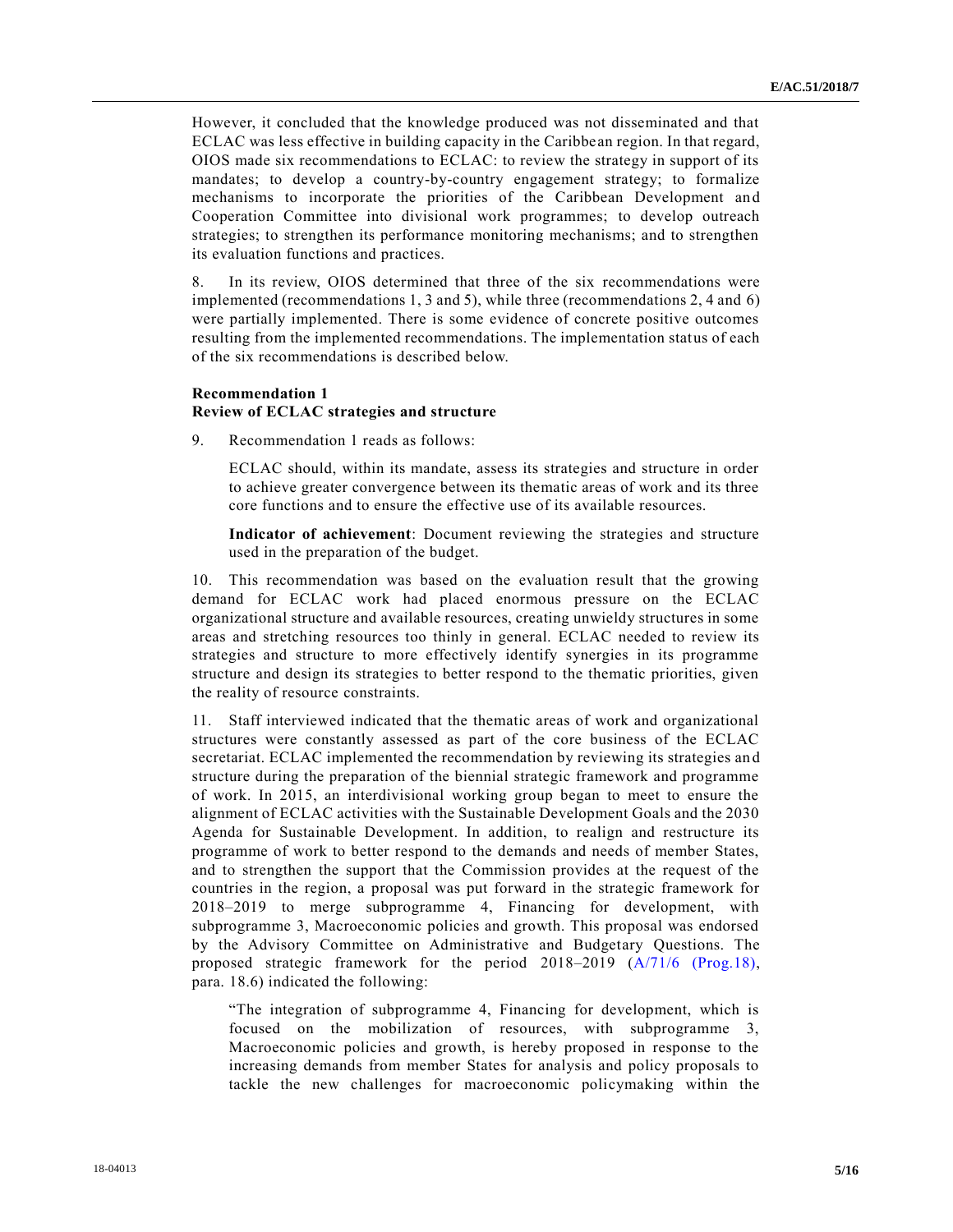However, it concluded that the knowledge produced was not disseminated and that ECLAC was less effective in building capacity in the Caribbean region. In that regard, OIOS made six recommendations to ECLAC: to review the strategy in support of its mandates; to develop a country-by-country engagement strategy; to formalize mechanisms to incorporate the priorities of the Caribbean Development and Cooperation Committee into divisional work programmes; to develop outreach strategies; to strengthen its performance monitoring mechanisms; and to strengthen its evaluation functions and practices.

8. In its review, OIOS determined that three of the six recommendations were implemented (recommendations 1, 3 and 5), while three (recommendations 2, 4 and 6) were partially implemented. There is some evidence of concrete positive outcomes resulting from the implemented recommendations. The implementation status of each of the six recommendations is described below.

**Recommendation 1**
**Review of ECLAC strategies and structure**

9. Recommendation 1 reads as follows:

> ECLAC should, within its mandate, assess its strategies and structure in order to achieve greater convergence between its thematic areas of work and its three core functions and to ensure the effective use of its available resources.
>
> **Indicator of achievement**: Document reviewing the strategies and structure used in the preparation of the budget.

10. This recommendation was based on the evaluation result that the growing demand for ECLAC work had placed enormous pressure on the ECLAC organizational structure and available resources, creating unwieldy structures in some areas and stretching resources too thinly in general. ECLAC needed to review its strategies and structure to more effectively identify synergies in its programme structure and design its strategies to better respond to the thematic priorities, given the reality of resource constraints.

11. Staff interviewed indicated that the thematic areas of work and organizational structures were constantly assessed as part of the core business of the ECLAC secretariat. ECLAC implemented the recommendation by reviewing its strategies and structure during the preparation of the biennial strategic framework and programme of work. In 2015, an interdivisional working group began to meet to ensure the alignment of ECLAC activities with the Sustainable Development Goals and the 2030 Agenda for Sustainable Development. In addition, to realign and restructure its programme of work to better respond to the demands and needs of member States, and to strengthen the support that the Commission provides at the request of the countries in the region, a proposal was put forward in the strategic framework for 2018–2019 to merge subprogramme 4, Financing for development, with subprogramme 3, Macroeconomic policies and growth. This proposal was endorsed by the Advisory Committee on Administrative and Budgetary Questions. The proposed strategic framework for the period 2018–2019 (A/71/6 (Prog.18), para. 18.6) indicated the following:

> "The integration of subprogramme 4, Financing for development, which is focused on the mobilization of resources, with subprogramme 3, Macroeconomic policies and growth, is hereby proposed in response to the increasing demands from member States for analysis and policy proposals to tackle the new challenges for macroeconomic policymaking within the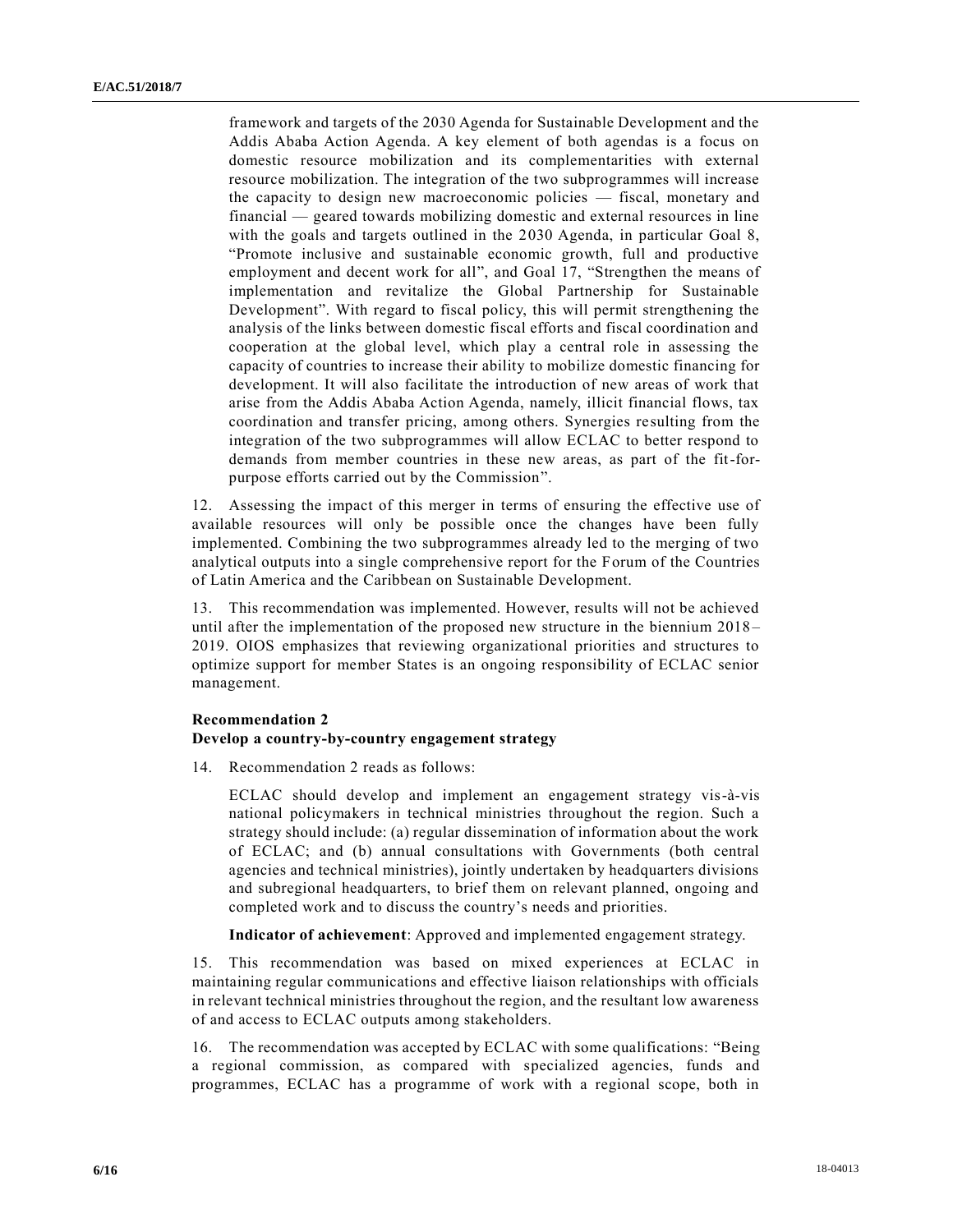framework and targets of the 2030 Agenda for Sustainable Development and the Addis Ababa Action Agenda. A key element of both agendas is a focus on domestic resource mobilization and its complementarities with external resource mobilization. The integration of the two subprogrammes will increase the capacity to design new macroeconomic policies — fiscal, monetary and financial — geared towards mobilizing domestic and external resources in line with the goals and targets outlined in the 2030 Agenda, in particular Goal 8, "Promote inclusive and sustainable economic growth, full and productive employment and decent work for all", and Goal 17, "Strengthen the means of implementation and revitalize the Global Partnership for Sustainable Development". With regard to fiscal policy, this will permit strengthening the analysis of the links between domestic fiscal efforts and fiscal coordination and cooperation at the global level, which play a central role in assessing the capacity of countries to increase their ability to mobilize domestic financing for development. It will also facilitate the introduction of new areas of work that arise from the Addis Ababa Action Agenda, namely, illicit financial flows, tax coordination and transfer pricing, among others. Synergies resulting from the integration of the two subprogrammes will allow ECLAC to better respond to demands from member countries in these new areas, as part of the fit-for-purpose efforts carried out by the Commission".

12. Assessing the impact of this merger in terms of ensuring the effective use of available resources will only be possible once the changes have been fully implemented. Combining the two subprogrammes already led to the merging of two analytical outputs into a single comprehensive report for the Forum of the Countries of Latin America and the Caribbean on Sustainable Development.

13. This recommendation was implemented. However, results will not be achieved until after the implementation of the proposed new structure in the biennium 2018–2019. OIOS emphasizes that reviewing organizational priorities and structures to optimize support for member States is an ongoing responsibility of ECLAC senior management.

**Recommendation 2**
**Develop a country-by-country engagement strategy**

14. Recommendation 2 reads as follows:

ECLAC should develop and implement an engagement strategy vis-à-vis national policymakers in technical ministries throughout the region. Such a strategy should include: (a) regular dissemination of information about the work of ECLAC; and (b) annual consultations with Governments (both central agencies and technical ministries), jointly undertaken by headquarters divisions and subregional headquarters, to brief them on relevant planned, ongoing and completed work and to discuss the country's needs and priorities.

**Indicator of achievement**: Approved and implemented engagement strategy.

15. This recommendation was based on mixed experiences at ECLAC in maintaining regular communications and effective liaison relationships with officials in relevant technical ministries throughout the region, and the resultant low awareness of and access to ECLAC outputs among stakeholders.

16. The recommendation was accepted by ECLAC with some qualifications: "Being a regional commission, as compared with specialized agencies, funds and programmes, ECLAC has a programme of work with a regional scope, both in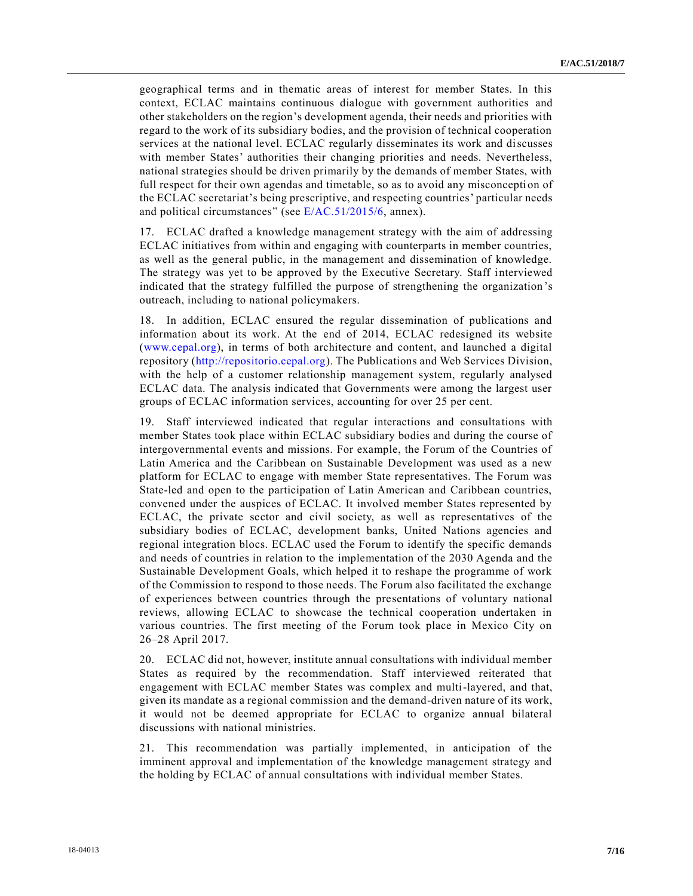geographical terms and in thematic areas of interest for member States. In this context, ECLAC maintains continuous dialogue with government authorities and other stakeholders on the region's development agenda, their needs and priorities with regard to the work of its subsidiary bodies, and the provision of technical cooperation services at the national level. ECLAC regularly disseminates its work and discusses with member States' authorities their changing priorities and needs. Nevertheless, national strategies should be driven primarily by the demands of member States, with full respect for their own agendas and timetable, so as to avoid any misconception of the ECLAC secretariat's being prescriptive, and respecting countries' particular needs and political circumstances" (see E/AC.51/2015/6, annex).

17. ECLAC drafted a knowledge management strategy with the aim of addressing ECLAC initiatives from within and engaging with counterparts in member countries, as well as the general public, in the management and dissemination of knowledge. The strategy was yet to be approved by the Executive Secretary. Staff interviewed indicated that the strategy fulfilled the purpose of strengthening the organization's outreach, including to national policymakers.

18. In addition, ECLAC ensured the regular dissemination of publications and information about its work. At the end of 2014, ECLAC redesigned its website (www.cepal.org), in terms of both architecture and content, and launched a digital repository (http://repositorio.cepal.org). The Publications and Web Services Division, with the help of a customer relationship management system, regularly analysed ECLAC data. The analysis indicated that Governments were among the largest user groups of ECLAC information services, accounting for over 25 per cent.

19. Staff interviewed indicated that regular interactions and consultations with member States took place within ECLAC subsidiary bodies and during the course of intergovernmental events and missions. For example, the Forum of the Countries of Latin America and the Caribbean on Sustainable Development was used as a new platform for ECLAC to engage with member State representatives. The Forum was State-led and open to the participation of Latin American and Caribbean countries, convened under the auspices of ECLAC. It involved member States represented by ECLAC, the private sector and civil society, as well as representatives of the subsidiary bodies of ECLAC, development banks, United Nations agencies and regional integration blocs. ECLAC used the Forum to identify the specific demands and needs of countries in relation to the implementation of the 2030 Agenda and the Sustainable Development Goals, which helped it to reshape the programme of work of the Commission to respond to those needs. The Forum also facilitated the exchange of experiences between countries through the presentations of voluntary national reviews, allowing ECLAC to showcase the technical cooperation undertaken in various countries. The first meeting of the Forum took place in Mexico City on 26–28 April 2017.

20. ECLAC did not, however, institute annual consultations with individual member States as required by the recommendation. Staff interviewed reiterated that engagement with ECLAC member States was complex and multi-layered, and that, given its mandate as a regional commission and the demand-driven nature of its work, it would not be deemed appropriate for ECLAC to organize annual bilateral discussions with national ministries.

21. This recommendation was partially implemented, in anticipation of the imminent approval and implementation of the knowledge management strategy and the holding by ECLAC of annual consultations with individual member States.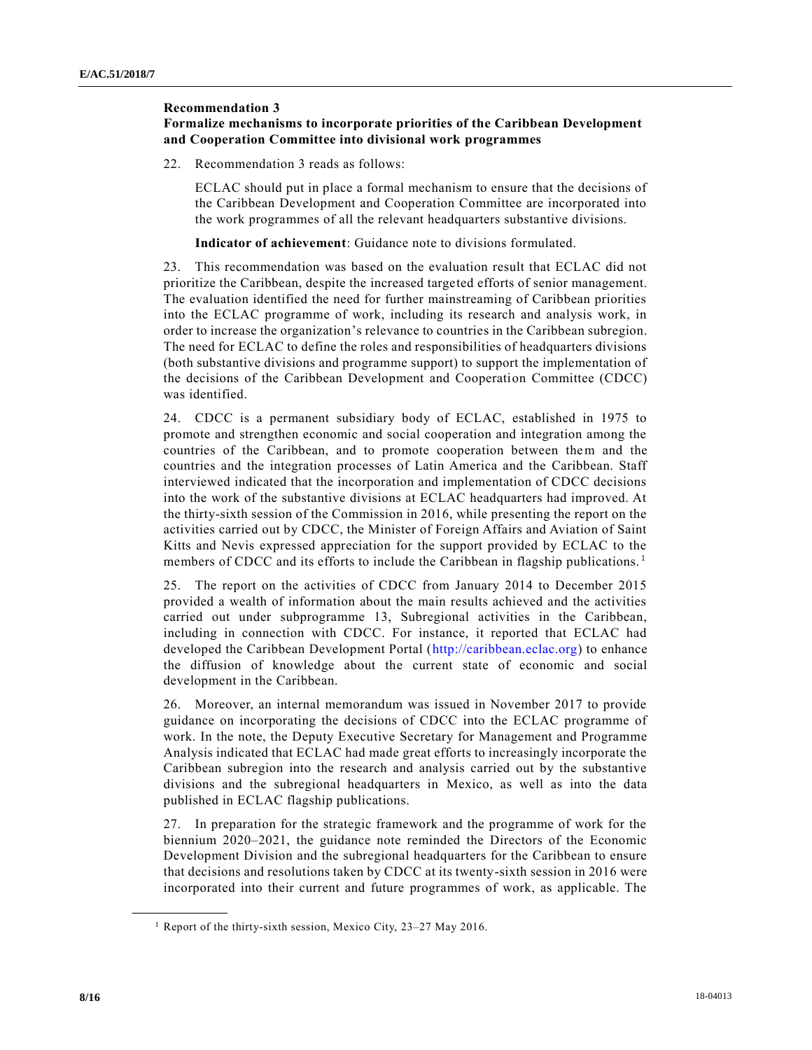### Recommendation 3
### Formalize mechanisms to incorporate priorities of the Caribbean Development and Cooperation Committee into divisional work programmes

22. Recommendation 3 reads as follows:

> ECLAC should put in place a formal mechanism to ensure that the decisions of the Caribbean Development and Cooperation Committee are incorporated into the work programmes of all the relevant headquarters substantive divisions.
>
> **Indicator of achievement**: Guidance note to divisions formulated.

23. This recommendation was based on the evaluation result that ECLAC did not prioritize the Caribbean, despite the increased targeted efforts of senior management. The evaluation identified the need for further mainstreaming of Caribbean priorities into the ECLAC programme of work, including its research and analysis work, in order to increase the organization's relevance to countries in the Caribbean subregion. The need for ECLAC to define the roles and responsibilities of headquarters divisions (both substantive divisions and programme support) to support the implementation of the decisions of the Caribbean Development and Cooperation Committee (CDCC) was identified.

24. CDCC is a permanent subsidiary body of ECLAC, established in 1975 to promote and strengthen economic and social cooperation and integration among the countries of the Caribbean, and to promote cooperation between them and the countries and the integration processes of Latin America and the Caribbean. Staff interviewed indicated that the incorporation and implementation of CDCC decisions into the work of the substantive divisions at ECLAC headquarters had improved. At the thirty-sixth session of the Commission in 2016, while presenting the report on the activities carried out by CDCC, the Minister of Foreign Affairs and Aviation of Saint Kitts and Nevis expressed appreciation for the support provided by ECLAC to the members of CDCC and its efforts to include the Caribbean in flagship publications.[1]

25. The report on the activities of CDCC from January 2014 to December 2015 provided a wealth of information about the main results achieved and the activities carried out under subprogramme 13, Subregional activities in the Caribbean, including in connection with CDCC. For instance, it reported that ECLAC had developed the Caribbean Development Portal (http://caribbean.eclac.org) to enhance the diffusion of knowledge about the current state of economic and social development in the Caribbean.

26. Moreover, an internal memorandum was issued in November 2017 to provide guidance on incorporating the decisions of CDCC into the ECLAC programme of work. In the note, the Deputy Executive Secretary for Management and Programme Analysis indicated that ECLAC had made great efforts to increasingly incorporate the Caribbean subregion into the research and analysis carried out by the substantive divisions and the subregional headquarters in Mexico, as well as into the data published in ECLAC flagship publications.

27. In preparation for the strategic framework and the programme of work for the biennium 2020–2021, the guidance note reminded the Directors of the Economic Development Division and the subregional headquarters for the Caribbean to ensure that decisions and resolutions taken by CDCC at its twenty-sixth session in 2016 were incorporated into their current and future programmes of work, as applicable. The

[1] Report of the thirty-sixth session, Mexico City, 23–27 May 2016.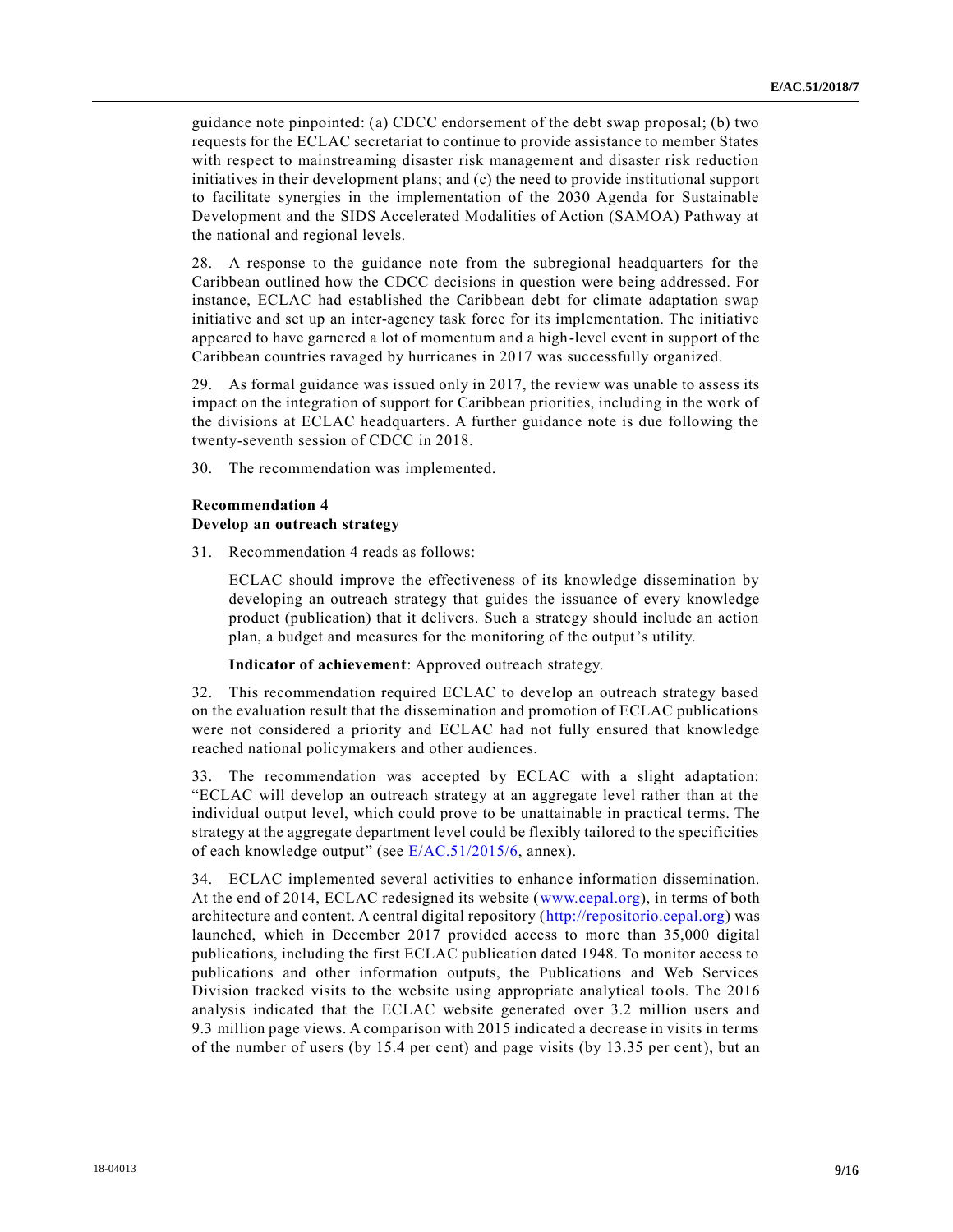guidance note pinpointed: (a) CDCC endorsement of the debt swap proposal; (b) two requests for the ECLAC secretariat to continue to provide assistance to member States with respect to mainstreaming disaster risk management and disaster risk reduction initiatives in their development plans; and (c) the need to provide institutional support to facilitate synergies in the implementation of the 2030 Agenda for Sustainable Development and the SIDS Accelerated Modalities of Action (SAMOA) Pathway at the national and regional levels.

28. A response to the guidance note from the subregional headquarters for the Caribbean outlined how the CDCC decisions in question were being addressed. For instance, ECLAC had established the Caribbean debt for climate adaptation swap initiative and set up an inter-agency task force for its implementation. The initiative appeared to have garnered a lot of momentum and a high-level event in support of the Caribbean countries ravaged by hurricanes in 2017 was successfully organized.

29. As formal guidance was issued only in 2017, the review was unable to assess its impact on the integration of support for Caribbean priorities, including in the work of the divisions at ECLAC headquarters. A further guidance note is due following the twenty-seventh session of CDCC in 2018.

30. The recommendation was implemented.

**Recommendation 4**
**Develop an outreach strategy**

31. Recommendation 4 reads as follows:

> ECLAC should improve the effectiveness of its knowledge dissemination by developing an outreach strategy that guides the issuance of every knowledge product (publication) that it delivers. Such a strategy should include an action plan, a budget and measures for the monitoring of the output's utility.
>
> **Indicator of achievement**: Approved outreach strategy.

32. This recommendation required ECLAC to develop an outreach strategy based on the evaluation result that the dissemination and promotion of ECLAC publications were not considered a priority and ECLAC had not fully ensured that knowledge reached national policymakers and other audiences.

33. The recommendation was accepted by ECLAC with a slight adaptation: "ECLAC will develop an outreach strategy at an aggregate level rather than at the individual output level, which could prove to be unattainable in practical terms. The strategy at the aggregate department level could be flexibly tailored to the specificities of each knowledge output" (see E/AC.51/2015/6, annex).

34. ECLAC implemented several activities to enhance information dissemination. At the end of 2014, ECLAC redesigned its website (www.cepal.org), in terms of both architecture and content. A central digital repository (http://repositorio.cepal.org) was launched, which in December 2017 provided access to more than 35,000 digital publications, including the first ECLAC publication dated 1948. To monitor access to publications and other information outputs, the Publications and Web Services Division tracked visits to the website using appropriate analytical tools. The 2016 analysis indicated that the ECLAC website generated over 3.2 million users and 9.3 million page views. A comparison with 2015 indicated a decrease in visits in terms of the number of users (by 15.4 per cent) and page visits (by 13.35 per cent), but an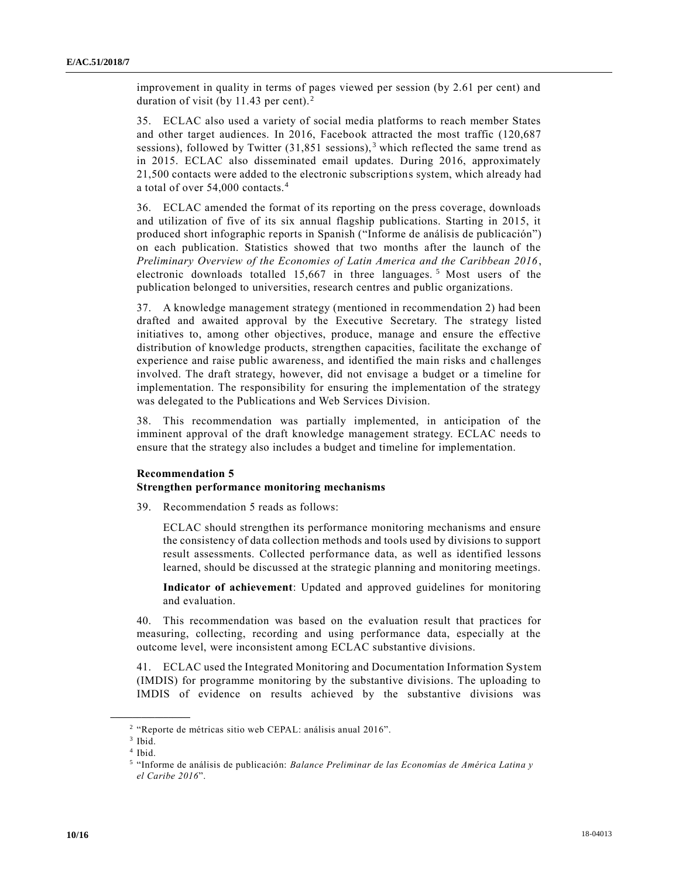improvement in quality in terms of pages viewed per session (by 2.61 per cent) and duration of visit (by 11.43 per cent).[2]

35. ECLAC also used a variety of social media platforms to reach member States and other target audiences. In 2016, Facebook attracted the most traffic (120,687 sessions), followed by Twitter (31,851 sessions),[3] which reflected the same trend as in 2015. ECLAC also disseminated email updates. During 2016, approximately 21,500 contacts were added to the electronic subscriptions system, which already had a total of over 54,000 contacts.[4]

36. ECLAC amended the format of its reporting on the press coverage, downloads and utilization of five of its six annual flagship publications. Starting in 2015, it produced short infographic reports in Spanish ("Informe de análisis de publicación") on each publication. Statistics showed that two months after the launch of the *Preliminary Overview of the Economies of Latin America and the Caribbean 2016*, electronic downloads totalled 15,667 in three languages.[5] Most users of the publication belonged to universities, research centres and public organizations.

37. A knowledge management strategy (mentioned in recommendation 2) had been drafted and awaited approval by the Executive Secretary. The strategy listed initiatives to, among other objectives, produce, manage and ensure the effective distribution of knowledge products, strengthen capacities, facilitate the exchange of experience and raise public awareness, and identified the main risks and challenges involved. The draft strategy, however, did not envisage a budget or a timeline for implementation. The responsibility for ensuring the implementation of the strategy was delegated to the Publications and Web Services Division.

38. This recommendation was partially implemented, in anticipation of the imminent approval of the draft knowledge management strategy. ECLAC needs to ensure that the strategy also includes a budget and timeline for implementation.

**Recommendation 5**
**Strengthen performance monitoring mechanisms**

39. Recommendation 5 reads as follows:

> ECLAC should strengthen its performance monitoring mechanisms and ensure the consistency of data collection methods and tools used by divisions to support result assessments. Collected performance data, as well as identified lessons learned, should be discussed at the strategic planning and monitoring meetings.
>
> **Indicator of achievement**: Updated and approved guidelines for monitoring and evaluation.

40. This recommendation was based on the evaluation result that practices for measuring, collecting, recording and using performance data, especially at the outcome level, were inconsistent among ECLAC substantive divisions.

41. ECLAC used the Integrated Monitoring and Documentation Information System (IMDIS) for programme monitoring by the substantive divisions. The uploading to IMDIS of evidence on results achieved by the substantive divisions was

---

[2] "Reporte de métricas sitio web CEPAL: análisis anual 2016".

[3] Ibid.

[4] Ibid.

[5] "Informe de análisis de publicación: *Balance Preliminar de las Economías de América Latina y el Caribe 2016*".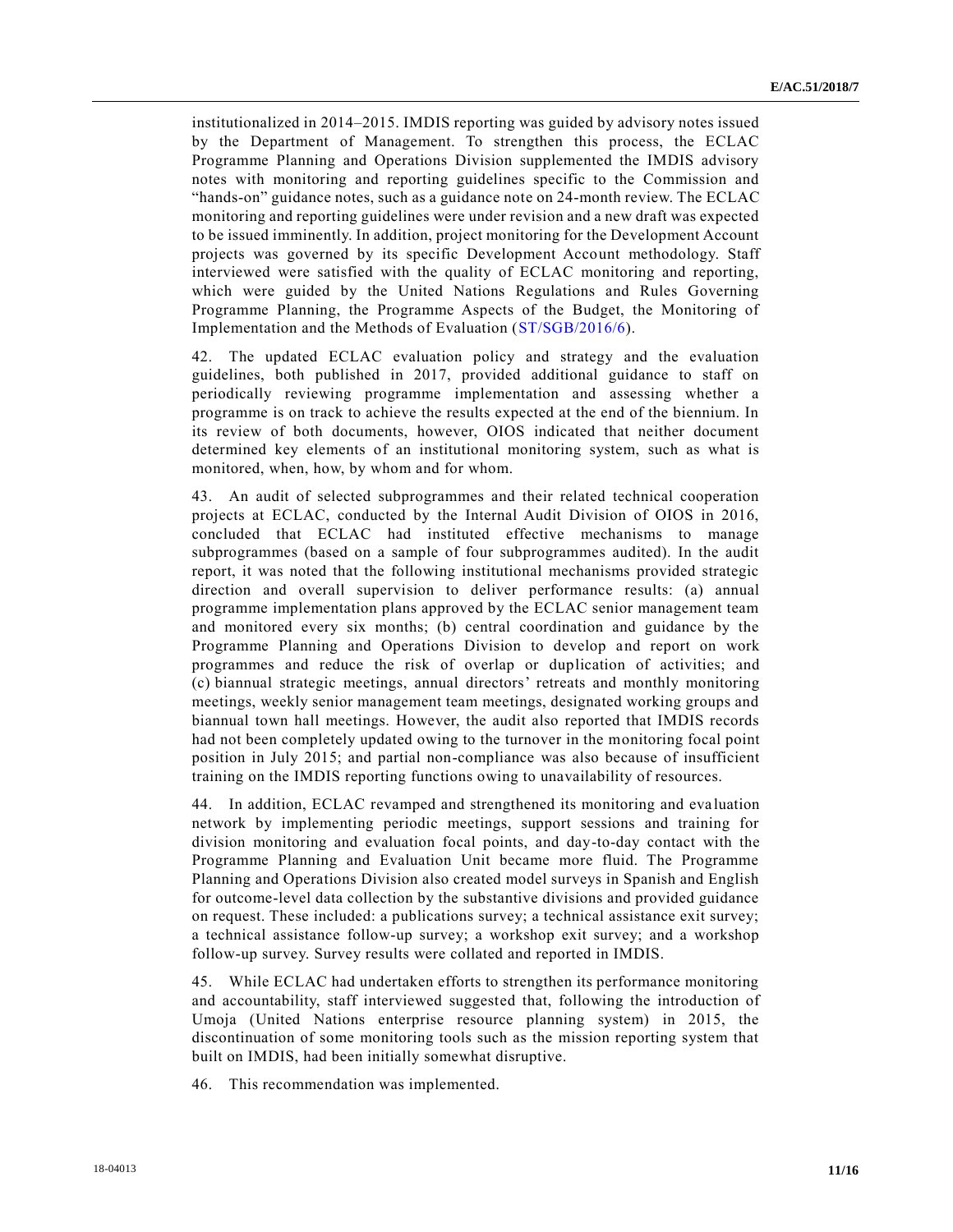institutionalized in 2014–2015. IMDIS reporting was guided by advisory notes issued by the Department of Management. To strengthen this process, the ECLAC Programme Planning and Operations Division supplemented the IMDIS advisory notes with monitoring and reporting guidelines specific to the Commission and "hands-on" guidance notes, such as a guidance note on 24-month review. The ECLAC monitoring and reporting guidelines were under revision and a new draft was expected to be issued imminently. In addition, project monitoring for the Development Account projects was governed by its specific Development Account methodology. Staff interviewed were satisfied with the quality of ECLAC monitoring and reporting, which were guided by the United Nations Regulations and Rules Governing Programme Planning, the Programme Aspects of the Budget, the Monitoring of Implementation and the Methods of Evaluation (ST/SGB/2016/6).

42. The updated ECLAC evaluation policy and strategy and the evaluation guidelines, both published in 2017, provided additional guidance to staff on periodically reviewing programme implementation and assessing whether a programme is on track to achieve the results expected at the end of the biennium. In its review of both documents, however, OIOS indicated that neither document determined key elements of an institutional monitoring system, such as what is monitored, when, how, by whom and for whom.

43. An audit of selected subprogrammes and their related technical cooperation projects at ECLAC, conducted by the Internal Audit Division of OIOS in 2016, concluded that ECLAC had instituted effective mechanisms to manage subprogrammes (based on a sample of four subprogrammes audited). In the audit report, it was noted that the following institutional mechanisms provided strategic direction and overall supervision to deliver performance results: (a) annual programme implementation plans approved by the ECLAC senior management team and monitored every six months; (b) central coordination and guidance by the Programme Planning and Operations Division to develop and report on work programmes and reduce the risk of overlap or duplication of activities; and (c) biannual strategic meetings, annual directors' retreats and monthly monitoring meetings, weekly senior management team meetings, designated working groups and biannual town hall meetings. However, the audit also reported that IMDIS records had not been completely updated owing to the turnover in the monitoring focal point position in July 2015; and partial non-compliance was also because of insufficient training on the IMDIS reporting functions owing to unavailability of resources.

44. In addition, ECLAC revamped and strengthened its monitoring and evaluation network by implementing periodic meetings, support sessions and training for division monitoring and evaluation focal points, and day-to-day contact with the Programme Planning and Evaluation Unit became more fluid. The Programme Planning and Operations Division also created model surveys in Spanish and English for outcome-level data collection by the substantive divisions and provided guidance on request. These included: a publications survey; a technical assistance exit survey; a technical assistance follow-up survey; a workshop exit survey; and a workshop follow-up survey. Survey results were collated and reported in IMDIS.

45. While ECLAC had undertaken efforts to strengthen its performance monitoring and accountability, staff interviewed suggested that, following the introduction of Umoja (United Nations enterprise resource planning system) in 2015, the discontinuation of some monitoring tools such as the mission reporting system that built on IMDIS, had been initially somewhat disruptive.

46. This recommendation was implemented.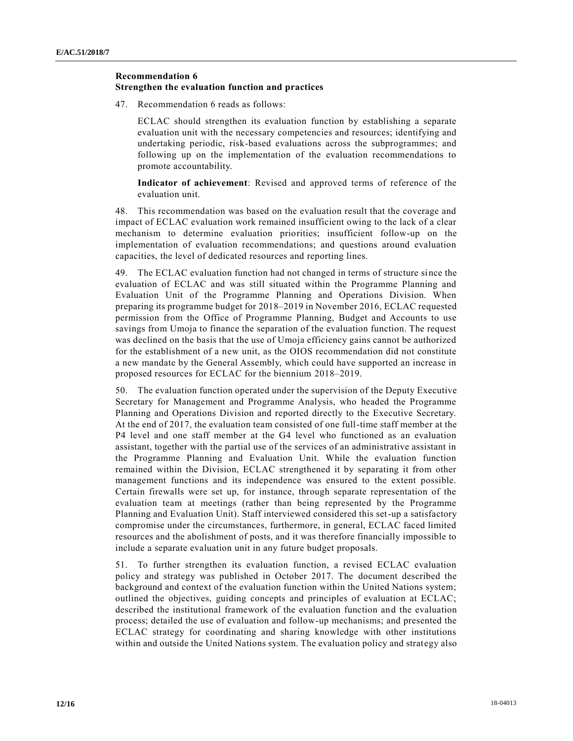**Recommendation 6**
**Strengthen the evaluation function and practices**

47. Recommendation 6 reads as follows:

> ECLAC should strengthen its evaluation function by establishing a separate evaluation unit with the necessary competencies and resources; identifying and undertaking periodic, risk-based evaluations across the subprogrammes; and following up on the implementation of the evaluation recommendations to promote accountability.
>
> **Indicator of achievement**: Revised and approved terms of reference of the evaluation unit.

48. This recommendation was based on the evaluation result that the coverage and impact of ECLAC evaluation work remained insufficient owing to the lack of a clear mechanism to determine evaluation priorities; insufficient follow-up on the implementation of evaluation recommendations; and questions around evaluation capacities, the level of dedicated resources and reporting lines.

49. The ECLAC evaluation function had not changed in terms of structure since the evaluation of ECLAC and was still situated within the Programme Planning and Evaluation Unit of the Programme Planning and Operations Division. When preparing its programme budget for 2018–2019 in November 2016, ECLAC requested permission from the Office of Programme Planning, Budget and Accounts to use savings from Umoja to finance the separation of the evaluation function. The request was declined on the basis that the use of Umoja efficiency gains cannot be authorized for the establishment of a new unit, as the OIOS recommendation did not constitute a new mandate by the General Assembly, which could have supported an increase in proposed resources for ECLAC for the biennium 2018–2019.

50. The evaluation function operated under the supervision of the Deputy Executive Secretary for Management and Programme Analysis, who headed the Programme Planning and Operations Division and reported directly to the Executive Secretary. At the end of 2017, the evaluation team consisted of one full-time staff member at the P4 level and one staff member at the G4 level who functioned as an evaluation assistant, together with the partial use of the services of an administrative assistant in the Programme Planning and Evaluation Unit. While the evaluation function remained within the Division, ECLAC strengthened it by separating it from other management functions and its independence was ensured to the extent possible. Certain firewalls were set up, for instance, through separate representation of the evaluation team at meetings (rather than being represented by the Programme Planning and Evaluation Unit). Staff interviewed considered this set-up a satisfactory compromise under the circumstances, furthermore, in general, ECLAC faced limited resources and the abolishment of posts, and it was therefore financially impossible to include a separate evaluation unit in any future budget proposals.

51. To further strengthen its evaluation function, a revised ECLAC evaluation policy and strategy was published in October 2017. The document described the background and context of the evaluation function within the United Nations system; outlined the objectives, guiding concepts and principles of evaluation at ECLAC; described the institutional framework of the evaluation function and the evaluation process; detailed the use of evaluation and follow-up mechanisms; and presented the ECLAC strategy for coordinating and sharing knowledge with other institutions within and outside the United Nations system. The evaluation policy and strategy also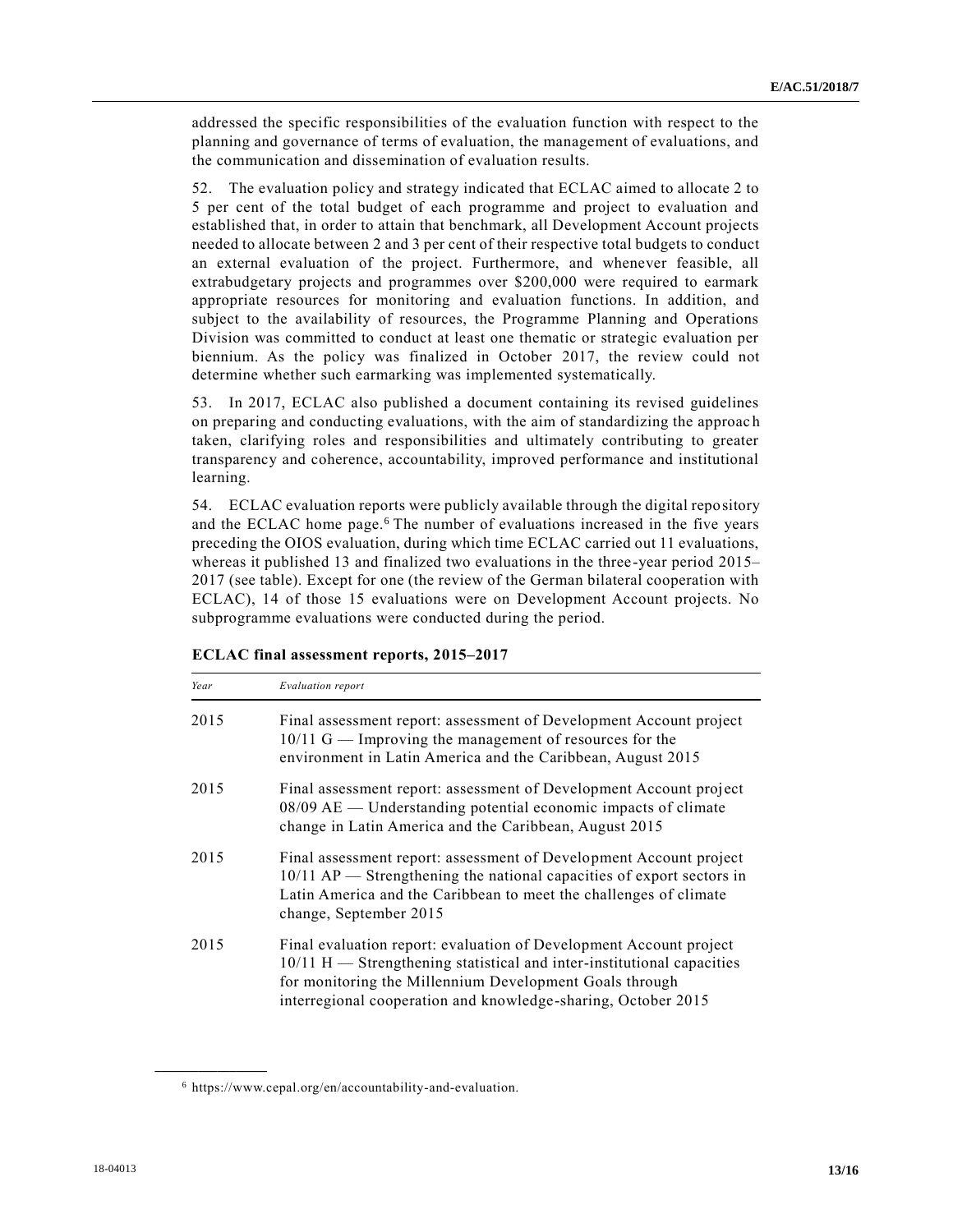addressed the specific responsibilities of the evaluation function with respect to the planning and governance of terms of evaluation, the management of evaluations, and the communication and dissemination of evaluation results.

52. The evaluation policy and strategy indicated that ECLAC aimed to allocate 2 to 5 per cent of the total budget of each programme and project to evaluation and established that, in order to attain that benchmark, all Development Account projects needed to allocate between 2 and 3 per cent of their respective total budgets to conduct an external evaluation of the project. Furthermore, and whenever feasible, all extrabudgetary projects and programmes over \$200,000 were required to earmark appropriate resources for monitoring and evaluation functions. In addition, and subject to the availability of resources, the Programme Planning and Operations Division was committed to conduct at least one thematic or strategic evaluation per biennium. As the policy was finalized in October 2017, the review could not determine whether such earmarking was implemented systematically.

53. In 2017, ECLAC also published a document containing its revised guidelines on preparing and conducting evaluations, with the aim of standardizing the approach taken, clarifying roles and responsibilities and ultimately contributing to greater transparency and coherence, accountability, improved performance and institutional learning.

54. ECLAC evaluation reports were publicly available through the digital repository and the ECLAC home page.[6] The number of evaluations increased in the five years preceding the OIOS evaluation, during which time ECLAC carried out 11 evaluations, whereas it published 13 and finalized two evaluations in the three-year period 2015–2017 (see table). Except for one (the review of the German bilateral cooperation with ECLAC), 14 of those 15 evaluations were on Development Account projects. No subprogramme evaluations were conducted during the period.

**ECLAC final assessment reports, 2015–2017**

| *Year* | *Evaluation report* |
|---|---|
| 2015 | Final assessment report: assessment of Development Account project 10/11 G — Improving the management of resources for the environment in Latin America and the Caribbean, August 2015 |
| 2015 | Final assessment report: assessment of Development Account project 08/09 AE — Understanding potential economic impacts of climate change in Latin America and the Caribbean, August 2015 |
| 2015 | Final assessment report: assessment of Development Account project 10/11 AP — Strengthening the national capacities of export sectors in Latin America and the Caribbean to meet the challenges of climate change, September 2015 |
| 2015 | Final evaluation report: evaluation of Development Account project 10/11 H — Strengthening statistical and inter-institutional capacities for monitoring the Millennium Development Goals through interregional cooperation and knowledge-sharing, October 2015 |

[6] https://www.cepal.org/en/accountability-and-evaluation.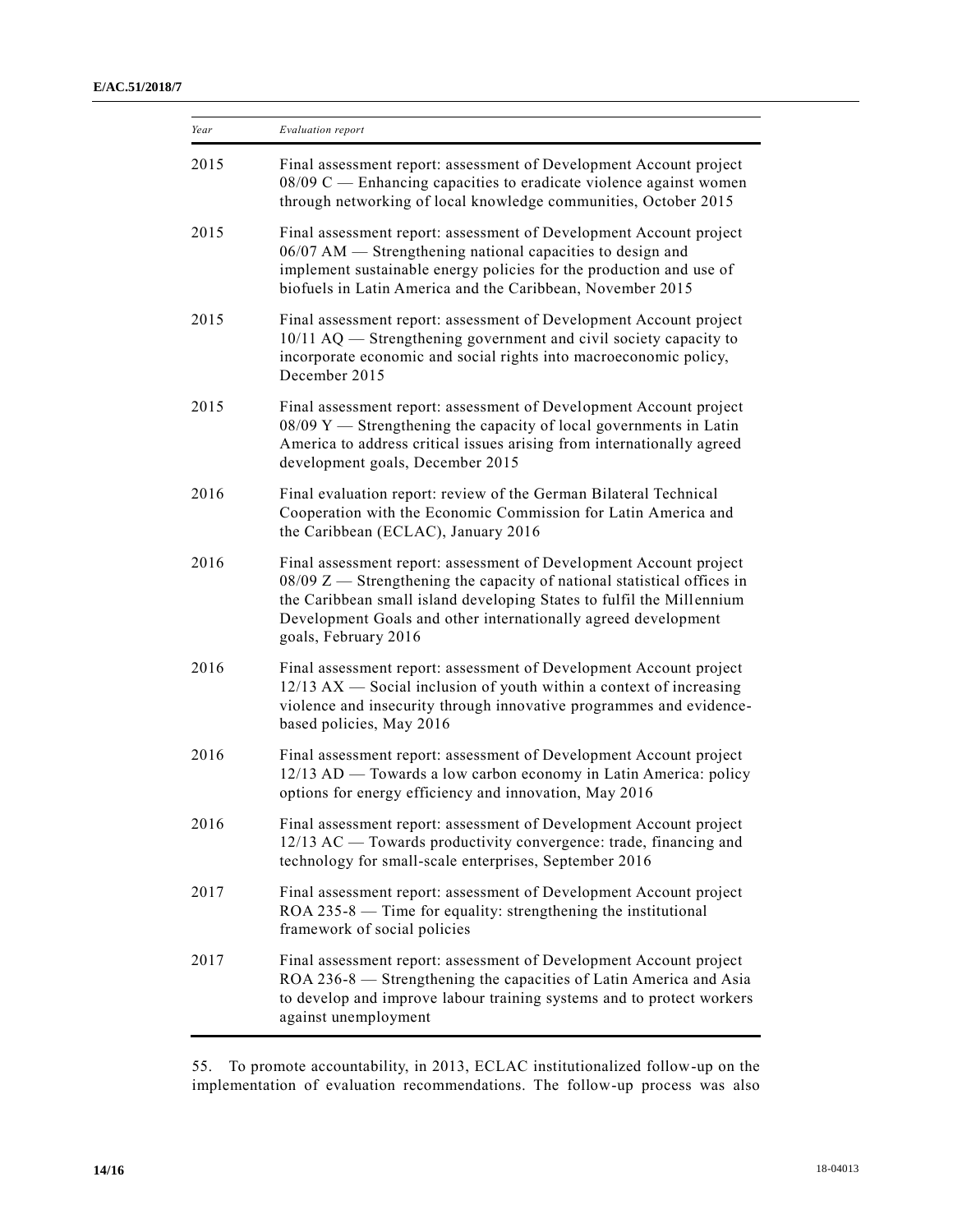| *Year* | *Evaluation report* |
| --- | --- |
| 2015 | Final assessment report: assessment of Development Account project 08/09 C — Enhancing capacities to eradicate violence against women through networking of local knowledge communities, October 2015 |
| 2015 | Final assessment report: assessment of Development Account project 06/07 AM — Strengthening national capacities to design and implement sustainable energy policies for the production and use of biofuels in Latin America and the Caribbean, November 2015 |
| 2015 | Final assessment report: assessment of Development Account project 10/11 AQ — Strengthening government and civil society capacity to incorporate economic and social rights into macroeconomic policy, December 2015 |
| 2015 | Final assessment report: assessment of Development Account project 08/09 Y — Strengthening the capacity of local governments in Latin America to address critical issues arising from internationally agreed development goals, December 2015 |
| 2016 | Final evaluation report: review of the German Bilateral Technical Cooperation with the Economic Commission for Latin America and the Caribbean (ECLAC), January 2016 |
| 2016 | Final assessment report: assessment of Development Account project 08/09 Z — Strengthening the capacity of national statistical offices in the Caribbean small island developing States to fulfil the Millennium Development Goals and other internationally agreed development goals, February 2016 |
| 2016 | Final assessment report: assessment of Development Account project 12/13 AX — Social inclusion of youth within a context of increasing violence and insecurity through innovative programmes and evidence-based policies, May 2016 |
| 2016 | Final assessment report: assessment of Development Account project 12/13 AD — Towards a low carbon economy in Latin America: policy options for energy efficiency and innovation, May 2016 |
| 2016 | Final assessment report: assessment of Development Account project 12/13 AC — Towards productivity convergence: trade, financing and technology for small-scale enterprises, September 2016 |
| 2017 | Final assessment report: assessment of Development Account project ROA 235-8 — Time for equality: strengthening the institutional framework of social policies |
| 2017 | Final assessment report: assessment of Development Account project ROA 236-8 — Strengthening the capacities of Latin America and Asia to develop and improve labour training systems and to protect workers against unemployment |

55. To promote accountability, in 2013, ECLAC institutionalized follow-up on the implementation of evaluation recommendations. The follow-up process was also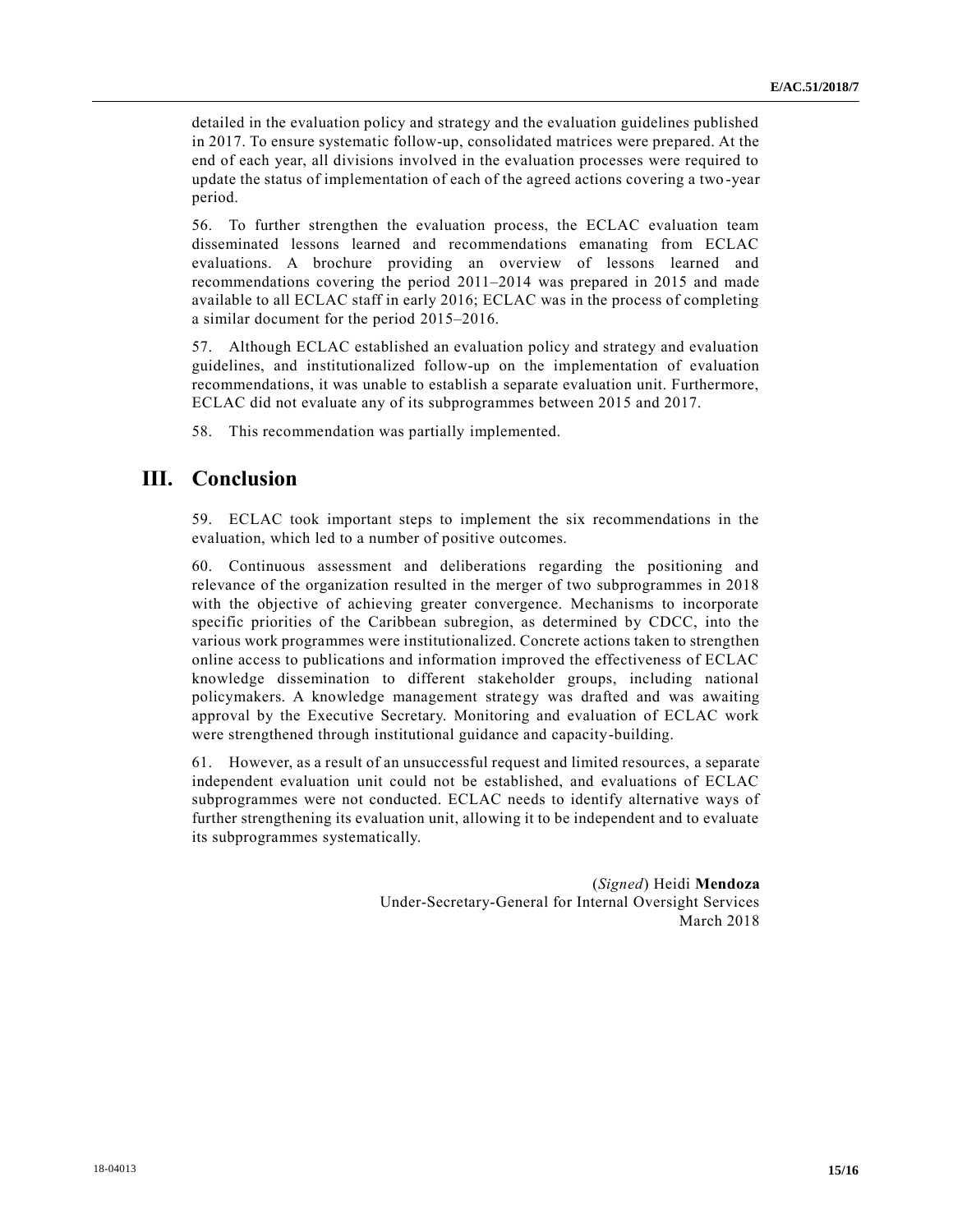detailed in the evaluation policy and strategy and the evaluation guidelines published in 2017. To ensure systematic follow-up, consolidated matrices were prepared. At the end of each year, all divisions involved in the evaluation processes were required to update the status of implementation of each of the agreed actions covering a two-year period.

56. To further strengthen the evaluation process, the ECLAC evaluation team disseminated lessons learned and recommendations emanating from ECLAC evaluations. A brochure providing an overview of lessons learned and recommendations covering the period 2011–2014 was prepared in 2015 and made available to all ECLAC staff in early 2016; ECLAC was in the process of completing a similar document for the period 2015–2016.

57. Although ECLAC established an evaluation policy and strategy and evaluation guidelines, and institutionalized follow-up on the implementation of evaluation recommendations, it was unable to establish a separate evaluation unit. Furthermore, ECLAC did not evaluate any of its subprogrammes between 2015 and 2017.

58. This recommendation was partially implemented.

# III. Conclusion

59. ECLAC took important steps to implement the six recommendations in the evaluation, which led to a number of positive outcomes.

60. Continuous assessment and deliberations regarding the positioning and relevance of the organization resulted in the merger of two subprogrammes in 2018 with the objective of achieving greater convergence. Mechanisms to incorporate specific priorities of the Caribbean subregion, as determined by CDCC, into the various work programmes were institutionalized. Concrete actions taken to strengthen online access to publications and information improved the effectiveness of ECLAC knowledge dissemination to different stakeholder groups, including national policymakers. A knowledge management strategy was drafted and was awaiting approval by the Executive Secretary. Monitoring and evaluation of ECLAC work were strengthened through institutional guidance and capacity-building.

61. However, as a result of an unsuccessful request and limited resources, a separate independent evaluation unit could not be established, and evaluations of ECLAC subprogrammes were not conducted. ECLAC needs to identify alternative ways of further strengthening its evaluation unit, allowing it to be independent and to evaluate its subprogrammes systematically.

(*Signed*) Heidi **Mendoza**
Under-Secretary-General for Internal Oversight Services
March 2018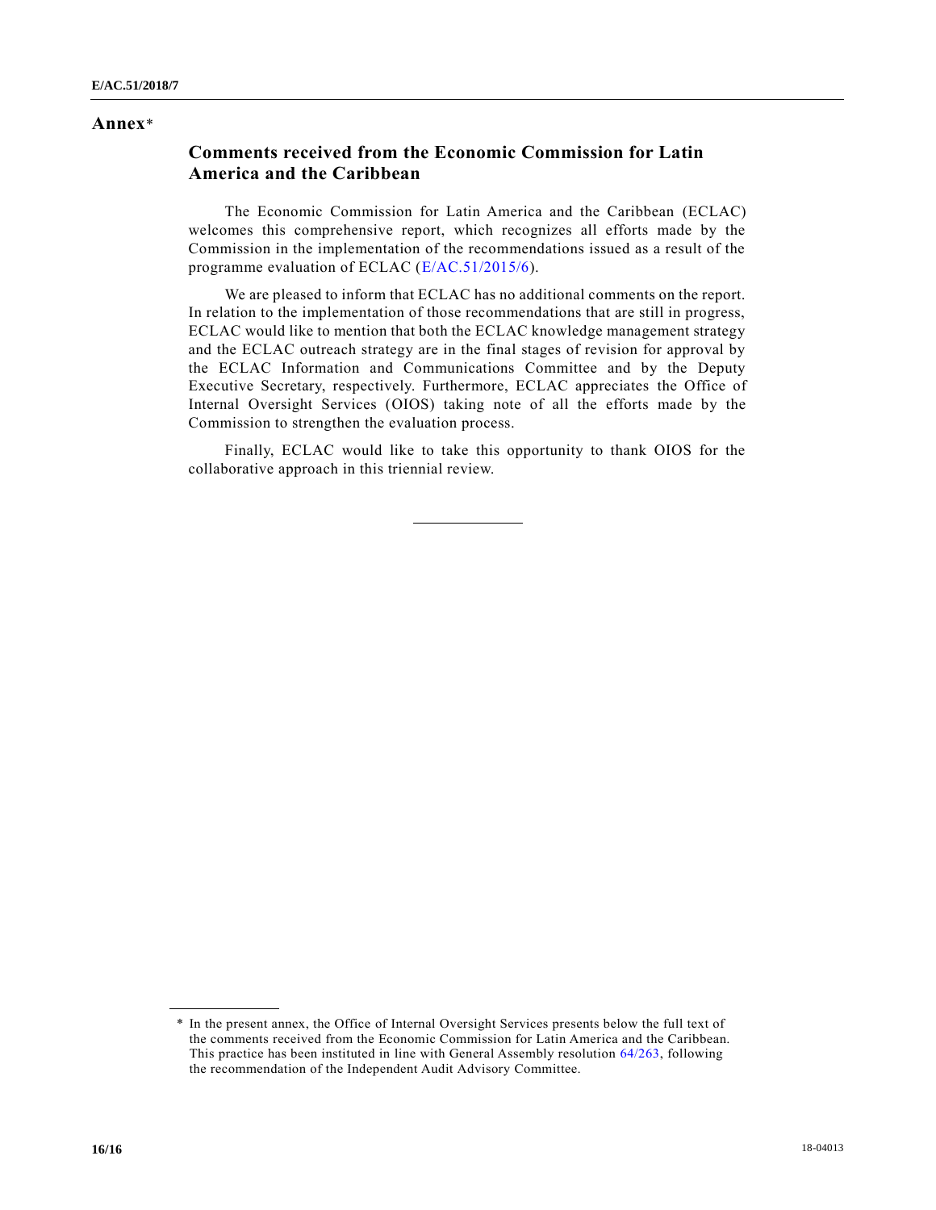# Annex*

## Comments received from the Economic Commission for Latin America and the Caribbean

The Economic Commission for Latin America and the Caribbean (ECLAC) welcomes this comprehensive report, which recognizes all efforts made by the Commission in the implementation of the recommendations issued as a result of the programme evaluation of ECLAC (E/AC.51/2015/6).

We are pleased to inform that ECLAC has no additional comments on the report. In relation to the implementation of those recommendations that are still in progress, ECLAC would like to mention that both the ECLAC knowledge management strategy and the ECLAC outreach strategy are in the final stages of revision for approval by the ECLAC Information and Communications Committee and by the Deputy Executive Secretary, respectively. Furthermore, ECLAC appreciates the Office of Internal Oversight Services (OIOS) taking note of all the efforts made by the Commission to strengthen the evaluation process.

Finally, ECLAC would like to take this opportunity to thank OIOS for the collaborative approach in this triennial review.

---

\* In the present annex, the Office of Internal Oversight Services presents below the full text of the comments received from the Economic Commission for Latin America and the Caribbean. This practice has been instituted in line with General Assembly resolution 64/263, following the recommendation of the Independent Audit Advisory Committee.